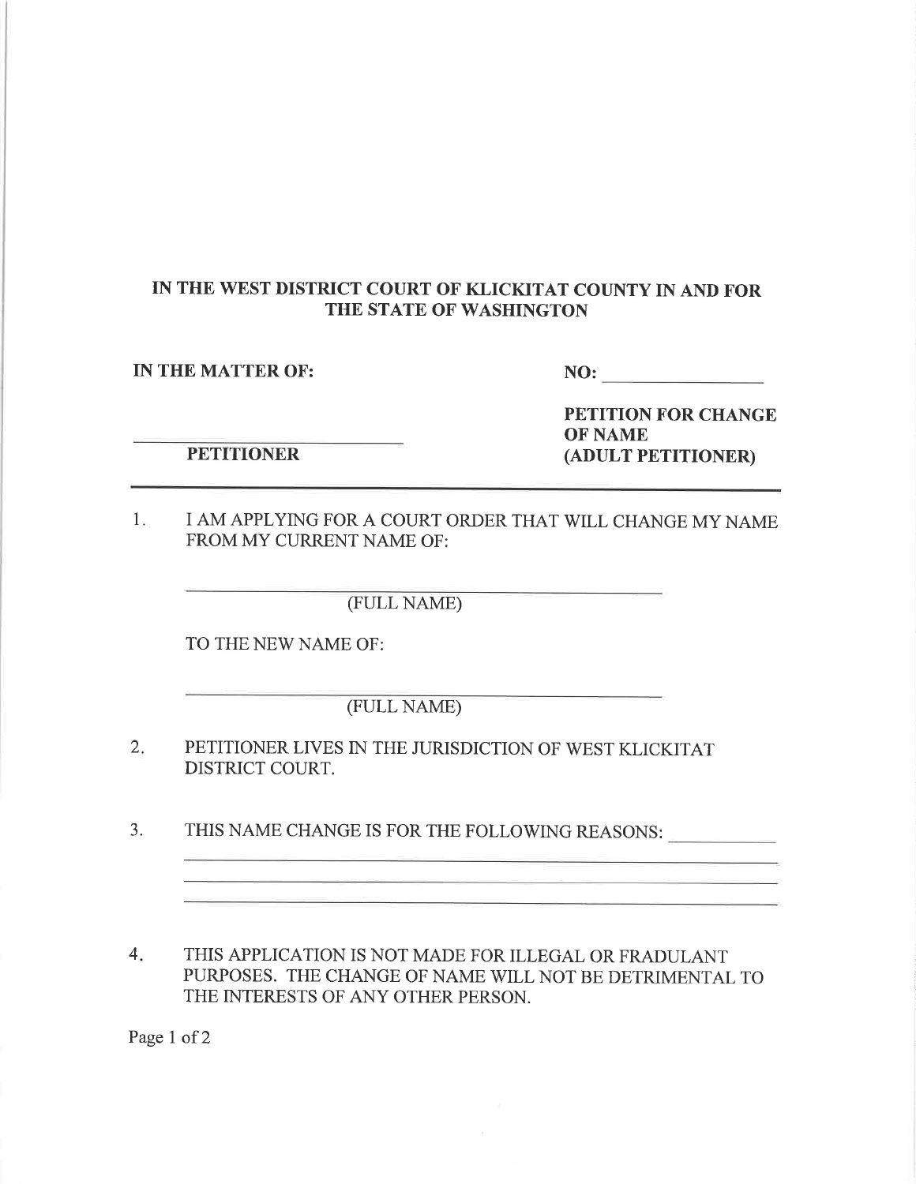**IN THE WEST DISTRICT COURT OF KLICKITAT COUNTY IN AND FOR THE STATE OF WASHINGTON**

**IN THE MATTER OF:** **NO:** ________________

**PETITION FOR CHANGE OF NAME (ADULT PETITIONER)**

______________________________
**PETITIONER**

---

1. I AM APPLYING FOR A COURT ORDER THAT WILL CHANGE MY NAME FROM MY CURRENT NAME OF:

   ______________________________________________
   (FULL NAME)

   TO THE NEW NAME OF:

   ______________________________________________
   (FULL NAME)

2. PETITIONER LIVES IN THE JURISDICTION OF WEST KLICKITAT DISTRICT COURT.

3. THIS NAME CHANGE IS FOR THE FOLLOWING REASONS: ___________
   ______________________________________________________________
   ______________________________________________________________
   ______________________________________________________________

4. THIS APPLICATION IS NOT MADE FOR ILLEGAL OR FRADULANT PURPOSES. THE CHANGE OF NAME WILL NOT BE DETRIMENTAL TO THE INTERESTS OF ANY OTHER PERSON.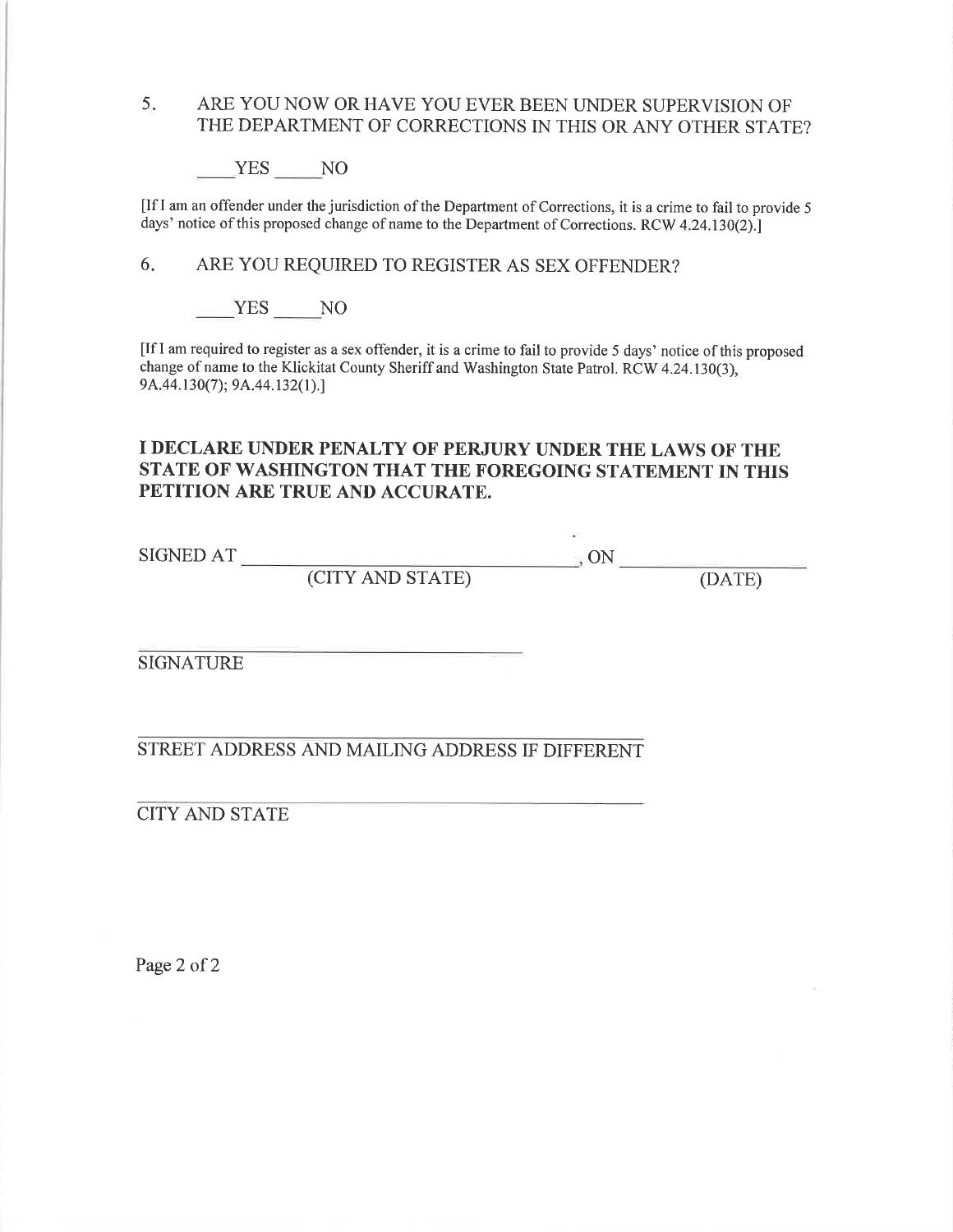5. ARE YOU NOW OR HAVE YOU EVER BEEN UNDER SUPERVISION OF THE DEPARTMENT OF CORRECTIONS IN THIS OR ANY OTHER STATE?

____YES ____NO

[If I am an offender under the jurisdiction of the Department of Corrections, it is a crime to fail to provide 5 days' notice of this proposed change of name to the Department of Corrections. RCW 4.24.130(2).]

6. ARE YOU REQUIRED TO REGISTER AS SEX OFFENDER?

____YES ____NO

[If I am required to register as a sex offender, it is a crime to fail to provide 5 days' notice of this proposed change of name to the Klickitat County Sheriff and Washington State Patrol. RCW 4.24.130(3), 9A.44.130(7); 9A.44.132(1).]

**I DECLARE UNDER PENALTY OF PERJURY UNDER THE LAWS OF THE STATE OF WASHINGTON THAT THE FOREGOING STATEMENT IN THIS PETITION ARE TRUE AND ACCURATE.**

SIGNED AT ______________________________, ON ________________
(CITY AND STATE) (DATE)

______________________________
SIGNATURE

______________________________
STREET ADDRESS AND MAILING ADDRESS IF DIFFERENT

______________________________
CITY AND STATE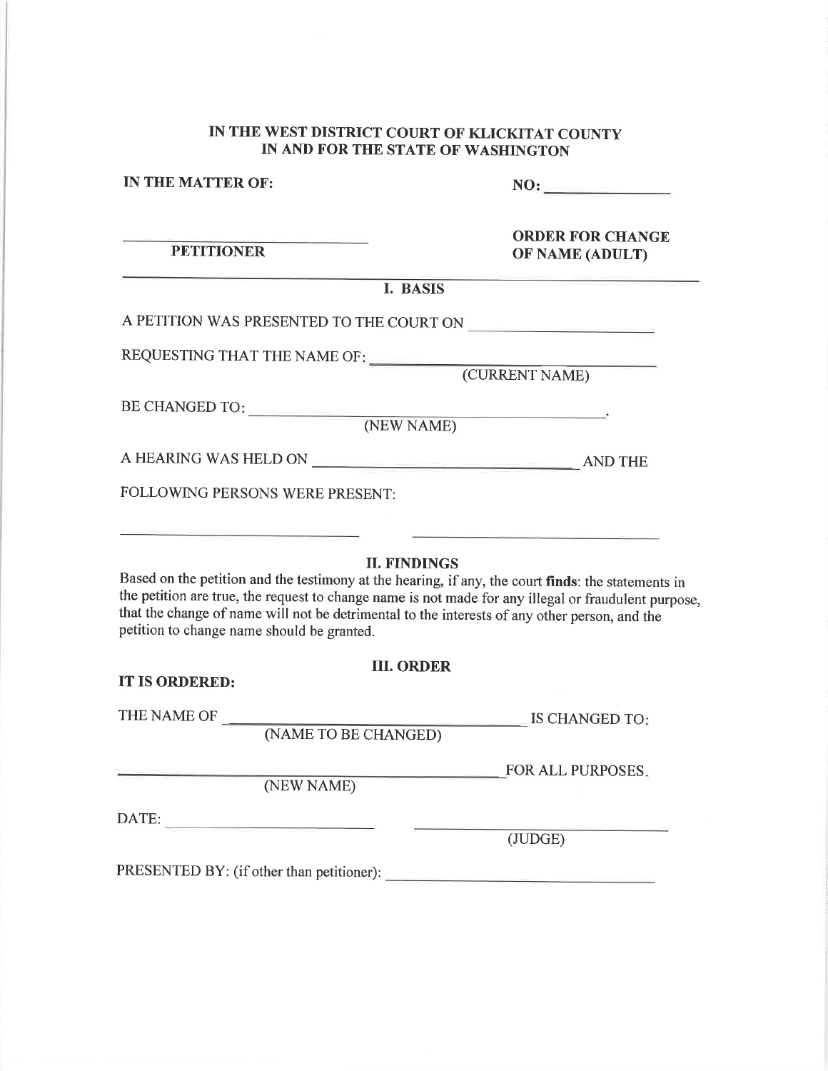**IN THE WEST DISTRICT COURT OF KLICKITAT COUNTY**
**IN AND FOR THE STATE OF WASHINGTON**

**IN THE MATTER OF:** **NO:** ______________

______________________________
**PETITIONER**

**ORDER FOR CHANGE OF NAME (ADULT)**

## I. BASIS

A PETITION WAS PRESENTED TO THE COURT ON ______________________

REQUESTING THAT THE NAME OF: ______________________
(CURRENT NAME)

BE CHANGED TO: ______________________.
(NEW NAME)

A HEARING WAS HELD ON ______________________ AND THE

FOLLOWING PERSONS WERE PRESENT:

______________________ ______________________

## II. FINDINGS

Based on the petition and the testimony at the hearing, if any, the court **finds**: the statements in the petition are true, the request to change name is not made for any illegal or fraudulent purpose, that the change of name will not be detrimental to the interests of any other person, and the petition to change name should be granted.

## III. ORDER

**IT IS ORDERED:**

THE NAME OF ______________________ IS CHANGED TO:
(NAME TO BE CHANGED)

______________________ FOR ALL PURPOSES.
(NEW NAME)

DATE: ______________________ ______________________
(JUDGE)

PRESENTED BY: (if other than petitioner): ______________________